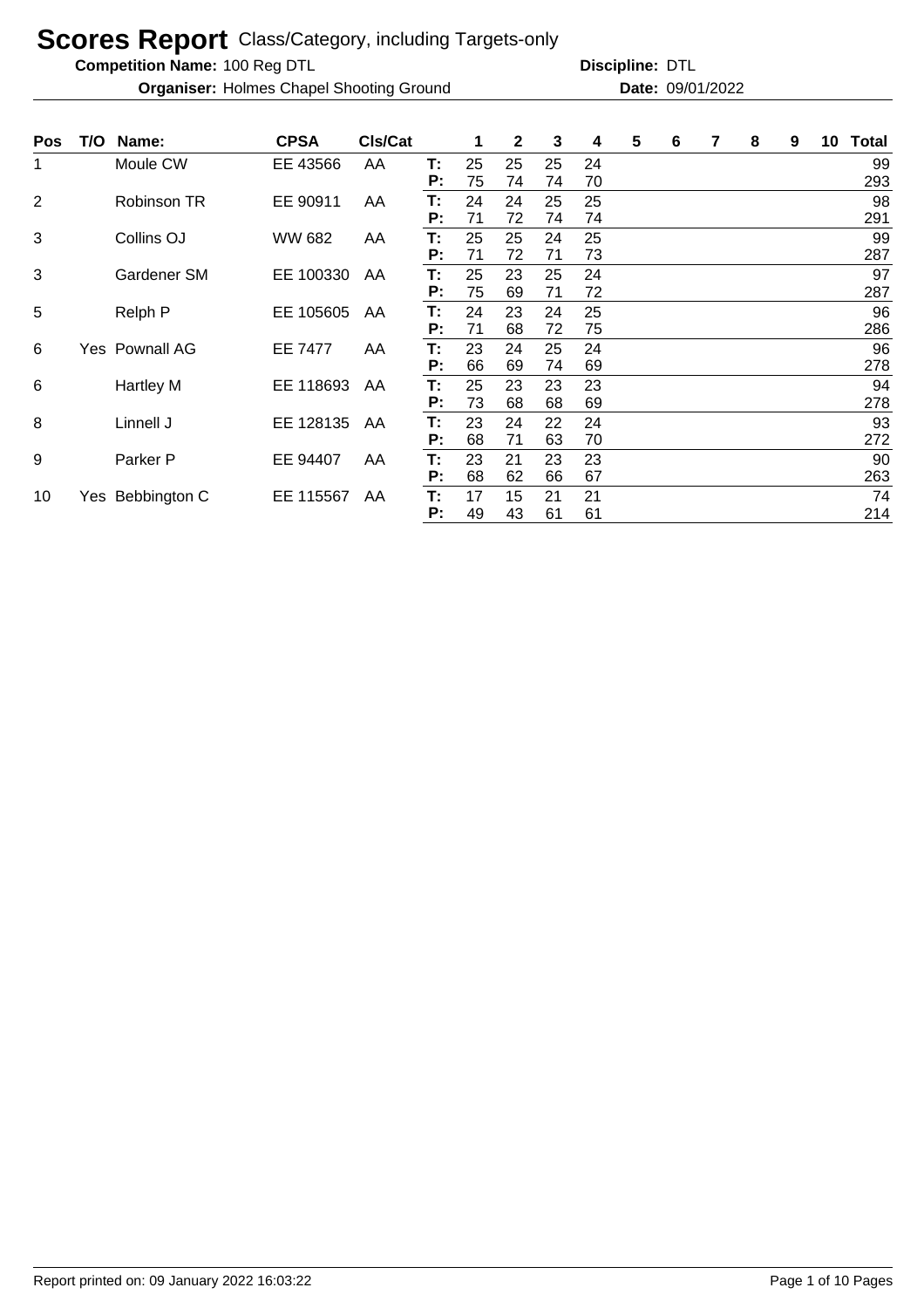# Scores Report Class/Category, including Targets-only

**Competition Name:** 100 Reg DTL **Discipline:** DTL

**Organiser:** Holmes Chapel Shooting Ground **Date:** 09/01/2022

| Pos | T/O | Name: | CPSA | Cls/Cat | | 1 | 2 | 3 | 4 | 5 | 6 | 7 | 8 | 9 | 10 | Total |
|---|---|---|---|---|---|---|---|---|---|---|---|---|---|---|---|---|
| 1 | | Moule CW | EE 43566 | AA | T: | 25 | 25 | 25 | 24 | | | | | | | 99 |
| | | | | | P: | 75 | 74 | 74 | 70 | | | | | | | 293 |
| 2 | | Robinson TR | EE 90911 | AA | T: | 24 | 24 | 25 | 25 | | | | | | | 98 |
| | | | | | P: | 71 | 72 | 74 | 74 | | | | | | | 291 |
| 3 | | Collins OJ | WW 682 | AA | T: | 25 | 25 | 24 | 25 | | | | | | | 99 |
| | | | | | P: | 71 | 72 | 71 | 73 | | | | | | | 287 |
| 3 | | Gardener SM | EE 100330 | AA | T: | 25 | 23 | 25 | 24 | | | | | | | 97 |
| | | | | | P: | 75 | 69 | 71 | 72 | | | | | | | 287 |
| 5 | | Relph P | EE 105605 | AA | T: | 24 | 23 | 24 | 25 | | | | | | | 96 |
| | | | | | P: | 71 | 68 | 72 | 75 | | | | | | | 286 |
| 6 | Yes | Pownall AG | EE 7477 | AA | T: | 23 | 24 | 25 | 24 | | | | | | | 96 |
| | | | | | P: | 66 | 69 | 74 | 69 | | | | | | | 278 |
| 6 | | Hartley M | EE 118693 | AA | T: | 25 | 23 | 23 | 23 | | | | | | | 94 |
| | | | | | P: | 73 | 68 | 68 | 69 | | | | | | | 278 |
| 8 | | Linnell J | EE 128135 | AA | T: | 23 | 24 | 22 | 24 | | | | | | | 93 |
| | | | | | P: | 68 | 71 | 63 | 70 | | | | | | | 272 |
| 9 | | Parker P | EE 94407 | AA | T: | 23 | 21 | 23 | 23 | | | | | | | 90 |
| | | | | | P: | 68 | 62 | 66 | 67 | | | | | | | 263 |
| 10 | Yes | Bebbington C | EE 115567 | AA | T: | 17 | 15 | 21 | 21 | | | | | | | 74 |
| | | | | | P: | 49 | 43 | 61 | 61 | | | | | | | 214 |

Report printed on: 09 January 2022 16:03:22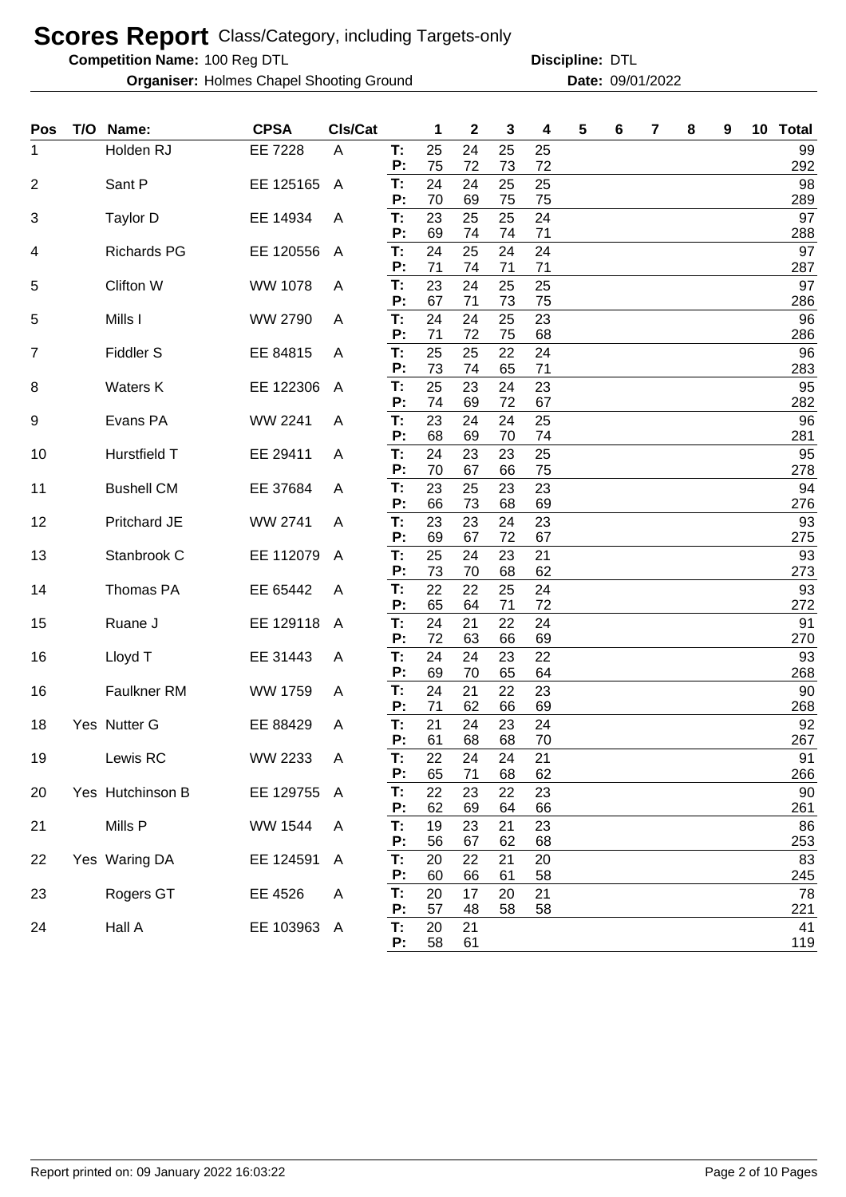# Scores Report Class/Category, including Targets-only

**Competition Name:** 100 Reg DTL **Discipline:** DTL

**Organiser:** Holmes Chapel Shooting Ground **Date:** 09/01/2022

| Pos | T/O | Name: | CPSA | Cls/Cat | | 1 | 2 | 3 | 4 | 5 | 6 | 7 | 8 | 9 | 10 | Total |
|---|---|---|---|---|---|---|---|---|---|---|---|---|---|---|---|---|
| 1 | | Holden RJ | EE 7228 | A | T: | 25 | 24 | 25 | 25 | | | | | | | 99 |
| | | | | | P: | 75 | 72 | 73 | 72 | | | | | | | 292 |
| 2 | | Sant P | EE 125165 | A | T: | 24 | 24 | 25 | 25 | | | | | | | 98 |
| | | | | | P: | 70 | 69 | 75 | 75 | | | | | | | 289 |
| 3 | | Taylor D | EE 14934 | A | T: | 23 | 25 | 25 | 24 | | | | | | | 97 |
| | | | | | P: | 69 | 74 | 74 | 71 | | | | | | | 288 |
| 4 | | Richards PG | EE 120556 | A | T: | 24 | 25 | 24 | 24 | | | | | | | 97 |
| | | | | | P: | 71 | 74 | 71 | 71 | | | | | | | 287 |
| 5 | | Clifton W | WW 1078 | A | T: | 23 | 24 | 25 | 25 | | | | | | | 97 |
| | | | | | P: | 67 | 71 | 73 | 75 | | | | | | | 286 |
| 5 | | Mills I | WW 2790 | A | T: | 24 | 24 | 25 | 23 | | | | | | | 96 |
| | | | | | P: | 71 | 72 | 75 | 68 | | | | | | | 286 |
| 7 | | Fiddler S | EE 84815 | A | T: | 25 | 25 | 22 | 24 | | | | | | | 96 |
| | | | | | P: | 73 | 74 | 65 | 71 | | | | | | | 283 |
| 8 | | Waters K | EE 122306 | A | T: | 25 | 23 | 24 | 23 | | | | | | | 95 |
| | | | | | P: | 74 | 69 | 72 | 67 | | | | | | | 282 |
| 9 | | Evans PA | WW 2241 | A | T: | 23 | 24 | 24 | 25 | | | | | | | 96 |
| | | | | | P: | 68 | 69 | 70 | 74 | | | | | | | 281 |
| 10 | | Hurstfield T | EE 29411 | A | T: | 24 | 23 | 23 | 25 | | | | | | | 95 |
| | | | | | P: | 70 | 67 | 66 | 75 | | | | | | | 278 |
| 11 | | Bushell CM | EE 37684 | A | T: | 23 | 25 | 23 | 23 | | | | | | | 94 |
| | | | | | P: | 66 | 73 | 68 | 69 | | | | | | | 276 |
| 12 | | Pritchard JE | WW 2741 | A | T: | 23 | 23 | 24 | 23 | | | | | | | 93 |
| | | | | | P: | 69 | 67 | 72 | 67 | | | | | | | 275 |
| 13 | | Stanbrook C | EE 112079 | A | T: | 25 | 24 | 23 | 21 | | | | | | | 93 |
| | | | | | P: | 73 | 70 | 68 | 62 | | | | | | | 273 |
| 14 | | Thomas PA | EE 65442 | A | T: | 22 | 22 | 25 | 24 | | | | | | | 93 |
| | | | | | P: | 65 | 64 | 71 | 72 | | | | | | | 272 |
| 15 | | Ruane J | EE 129118 | A | T: | 24 | 21 | 22 | 24 | | | | | | | 91 |
| | | | | | P: | 72 | 63 | 66 | 69 | | | | | | | 270 |
| 16 | | Lloyd T | EE 31443 | A | T: | 24 | 24 | 23 | 22 | | | | | | | 93 |
| | | | | | P: | 69 | 70 | 65 | 64 | | | | | | | 268 |
| 16 | | Faulkner RM | WW 1759 | A | T: | 24 | 21 | 22 | 23 | | | | | | | 90 |
| | | | | | P: | 71 | 62 | 66 | 69 | | | | | | | 268 |
| 18 | Yes | Nutter G | EE 88429 | A | T: | 21 | 24 | 23 | 24 | | | | | | | 92 |
| | | | | | P: | 61 | 68 | 68 | 70 | | | | | | | 267 |
| 19 | | Lewis RC | WW 2233 | A | T: | 22 | 24 | 24 | 21 | | | | | | | 91 |
| | | | | | P: | 65 | 71 | 68 | 62 | | | | | | | 266 |
| 20 | Yes | Hutchinson B | EE 129755 | A | T: | 22 | 23 | 22 | 23 | | | | | | | 90 |
| | | | | | P: | 62 | 69 | 64 | 66 | | | | | | | 261 |
| 21 | | Mills P | WW 1544 | A | T: | 19 | 23 | 21 | 23 | | | | | | | 86 |
| | | | | | P: | 56 | 67 | 62 | 68 | | | | | | | 253 |
| 22 | Yes | Waring DA | EE 124591 | A | T: | 20 | 22 | 21 | 20 | | | | | | | 83 |
| | | | | | P: | 60 | 66 | 61 | 58 | | | | | | | 245 |
| 23 | | Rogers GT | EE 4526 | A | T: | 20 | 17 | 20 | 21 | | | | | | | 78 |
| | | | | | P: | 57 | 48 | 58 | 58 | | | | | | | 221 |
| 24 | | Hall A | EE 103963 | A | T: | 20 | 21 | | | | | | | | | 41 |
| | | | | | P: | 58 | 61 | | | | | | | | | 119 |

Report printed on: 09 January 2022 16:03:22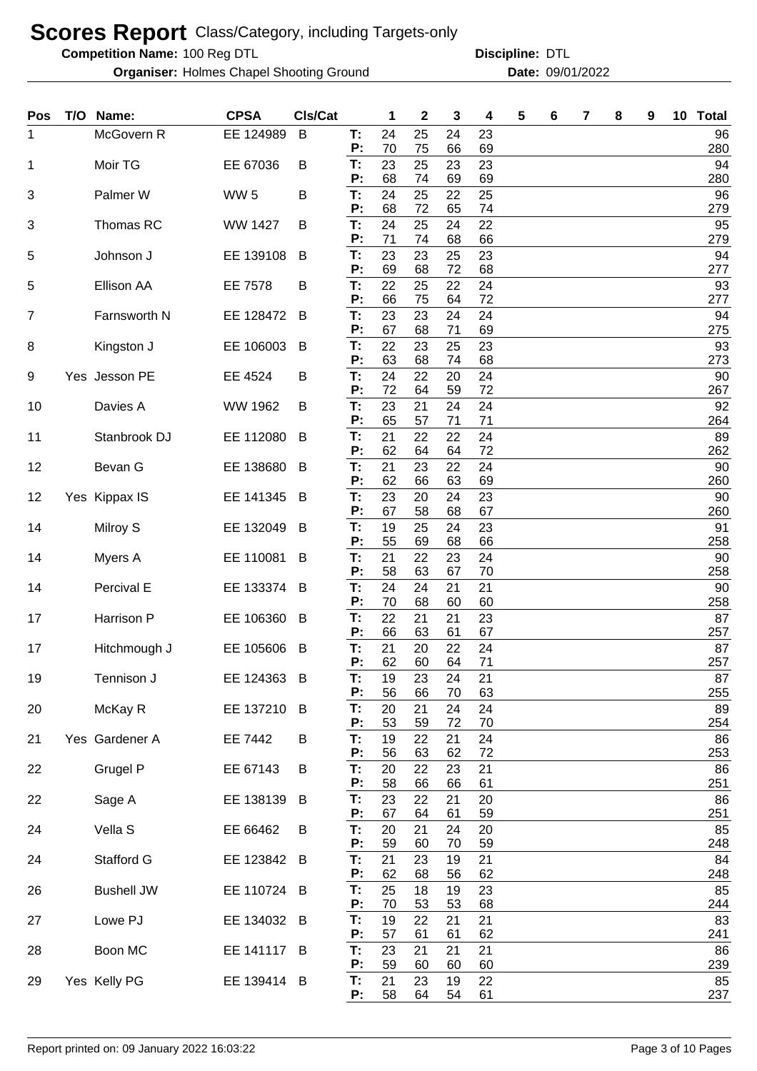# Scores Report Class/Category, including Targets-only

**Competition Name:** 100 Reg DTL **Discipline:** DTL

**Organiser:** Holmes Chapel Shooting Ground **Date:** 09/01/2022

| Pos | T/O | Name: | CPSA | Cls/Cat | | 1 | 2 | 3 | 4 | 5 | 6 | 7 | 8 | 9 | 10 | Total |
|---|---|---|---|---|---|---|---|---|---|---|---|---|---|---|---|---|
| 1 | | McGovern R | EE 124989 | B | T: | 24 | 25 | 24 | 23 | | | | | | | 96 |
| | | | | | P: | 70 | 75 | 66 | 69 | | | | | | | 280 |
| 1 | | Moir TG | EE 67036 | B | T: | 23 | 25 | 23 | 23 | | | | | | | 94 |
| | | | | | P: | 68 | 74 | 69 | 69 | | | | | | | 280 |
| 3 | | Palmer W | WW 5 | B | T: | 24 | 25 | 22 | 25 | | | | | | | 96 |
| | | | | | P: | 68 | 72 | 65 | 74 | | | | | | | 279 |
| 3 | | Thomas RC | WW 1427 | B | T: | 24 | 25 | 24 | 22 | | | | | | | 95 |
| | | | | | P: | 71 | 74 | 68 | 66 | | | | | | | 279 |
| 5 | | Johnson J | EE 139108 | B | T: | 23 | 23 | 25 | 23 | | | | | | | 94 |
| | | | | | P: | 69 | 68 | 72 | 68 | | | | | | | 277 |
| 5 | | Ellison AA | EE 7578 | B | T: | 22 | 25 | 22 | 24 | | | | | | | 93 |
| | | | | | P: | 66 | 75 | 64 | 72 | | | | | | | 277 |
| 7 | | Farnsworth N | EE 128472 | B | T: | 23 | 23 | 24 | 24 | | | | | | | 94 |
| | | | | | P: | 67 | 68 | 71 | 69 | | | | | | | 275 |
| 8 | | Kingston J | EE 106003 | B | T: | 22 | 23 | 25 | 23 | | | | | | | 93 |
| | | | | | P: | 63 | 68 | 74 | 68 | | | | | | | 273 |
| 9 | Yes | Jesson PE | EE 4524 | B | T: | 24 | 22 | 20 | 24 | | | | | | | 90 |
| | | | | | P: | 72 | 64 | 59 | 72 | | | | | | | 267 |
| 10 | | Davies A | WW 1962 | B | T: | 23 | 21 | 24 | 24 | | | | | | | 92 |
| | | | | | P: | 65 | 57 | 71 | 71 | | | | | | | 264 |
| 11 | | Stanbrook DJ | EE 112080 | B | T: | 21 | 22 | 22 | 24 | | | | | | | 89 |
| | | | | | P: | 62 | 64 | 64 | 72 | | | | | | | 262 |
| 12 | | Bevan G | EE 138680 | B | T: | 21 | 23 | 22 | 24 | | | | | | | 90 |
| | | | | | P: | 62 | 66 | 63 | 69 | | | | | | | 260 |
| 12 | Yes | Kippax IS | EE 141345 | B | T: | 23 | 20 | 24 | 23 | | | | | | | 90 |
| | | | | | P: | 67 | 58 | 68 | 67 | | | | | | | 260 |
| 14 | | Milroy S | EE 132049 | B | T: | 19 | 25 | 24 | 23 | | | | | | | 91 |
| | | | | | P: | 55 | 69 | 68 | 66 | | | | | | | 258 |
| 14 | | Myers A | EE 110081 | B | T: | 21 | 22 | 23 | 24 | | | | | | | 90 |
| | | | | | P: | 58 | 63 | 67 | 70 | | | | | | | 258 |
| 14 | | Percival E | EE 133374 | B | T: | 24 | 24 | 21 | 21 | | | | | | | 90 |
| | | | | | P: | 70 | 68 | 60 | 60 | | | | | | | 258 |
| 17 | | Harrison P | EE 106360 | B | T: | 22 | 21 | 21 | 23 | | | | | | | 87 |
| | | | | | P: | 66 | 63 | 61 | 67 | | | | | | | 257 |
| 17 | | Hitchmough J | EE 105606 | B | T: | 21 | 20 | 22 | 24 | | | | | | | 87 |
| | | | | | P: | 62 | 60 | 64 | 71 | | | | | | | 257 |
| 19 | | Tennison J | EE 124363 | B | T: | 19 | 23 | 24 | 21 | | | | | | | 87 |
| | | | | | P: | 56 | 66 | 70 | 63 | | | | | | | 255 |
| 20 | | McKay R | EE 137210 | B | T: | 20 | 21 | 24 | 24 | | | | | | | 89 |
| | | | | | P: | 53 | 59 | 72 | 70 | | | | | | | 254 |
| 21 | Yes | Gardener A | EE 7442 | B | T: | 19 | 22 | 21 | 24 | | | | | | | 86 |
| | | | | | P: | 56 | 63 | 62 | 72 | | | | | | | 253 |
| 22 | | Grugel P | EE 67143 | B | T: | 20 | 22 | 23 | 21 | | | | | | | 86 |
| | | | | | P: | 58 | 66 | 66 | 61 | | | | | | | 251 |
| 22 | | Sage A | EE 138139 | B | T: | 23 | 22 | 21 | 20 | | | | | | | 86 |
| | | | | | P: | 67 | 64 | 61 | 59 | | | | | | | 251 |
| 24 | | Vella S | EE 66462 | B | T: | 20 | 21 | 24 | 20 | | | | | | | 85 |
| | | | | | P: | 59 | 60 | 70 | 59 | | | | | | | 248 |
| 24 | | Stafford G | EE 123842 | B | T: | 21 | 23 | 19 | 21 | | | | | | | 84 |
| | | | | | P: | 62 | 68 | 56 | 62 | | | | | | | 248 |
| 26 | | Bushell JW | EE 110724 | B | T: | 25 | 18 | 19 | 23 | | | | | | | 85 |
| | | | | | P: | 70 | 53 | 53 | 68 | | | | | | | 244 |
| 27 | | Lowe PJ | EE 134032 | B | T: | 19 | 22 | 21 | 21 | | | | | | | 83 |
| | | | | | P: | 57 | 61 | 61 | 62 | | | | | | | 241 |
| 28 | | Boon MC | EE 141117 | B | T: | 23 | 21 | 21 | 21 | | | | | | | 86 |
| | | | | | P: | 59 | 60 | 60 | 60 | | | | | | | 239 |
| 29 | Yes | Kelly PG | EE 139414 | B | T: | 21 | 23 | 19 | 22 | | | | | | | 85 |
| | | | | | P: | 58 | 64 | 54 | 61 | | | | | | | 237 |

Report printed on: 09 January 2022 16:03:22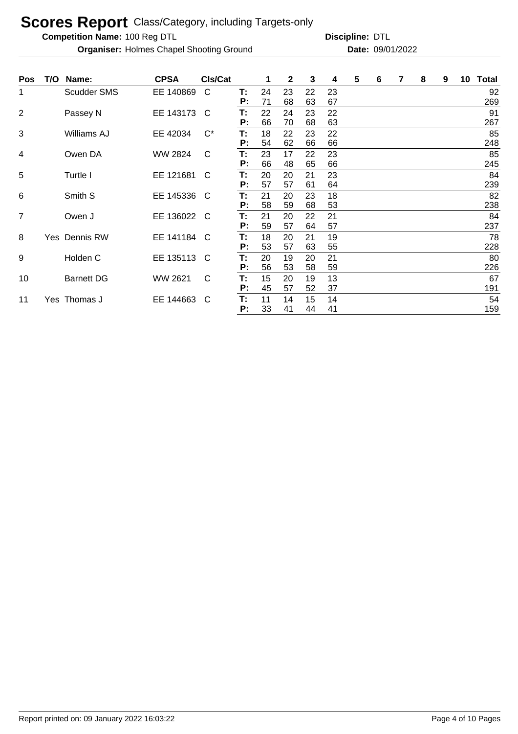# Scores Report Class/Category, including Targets-only

**Competition Name:** 100 Reg DTL **Discipline:** DTL

**Organiser:** Holmes Chapel Shooting Ground **Date:** 09/01/2022

| Pos | T/O | Name: | CPSA | Cls/Cat | | 1 | 2 | 3 | 4 | 5 | 6 | 7 | 8 | 9 | 10 | Total |
|---|---|---|---|---|---|---|---|---|---|---|---|---|---|---|---|---|
| 1 | | Scudder SMS | EE 140869 | C | T: | 24 | 23 | 22 | 23 | | | | | | | 92 |
| | | | | | P: | 71 | 68 | 63 | 67 | | | | | | | 269 |
| 2 | | Passey N | EE 143173 | C | T: | 22 | 24 | 23 | 22 | | | | | | | 91 |
| | | | | | P: | 66 | 70 | 68 | 63 | | | | | | | 267 |
| 3 | | Williams AJ | EE 42034 | C* | T: | 18 | 22 | 23 | 22 | | | | | | | 85 |
| | | | | | P: | 54 | 62 | 66 | 66 | | | | | | | 248 |
| 4 | | Owen DA | WW 2824 | C | T: | 23 | 17 | 22 | 23 | | | | | | | 85 |
| | | | | | P: | 66 | 48 | 65 | 66 | | | | | | | 245 |
| 5 | | Turtle I | EE 121681 | C | T: | 20 | 20 | 21 | 23 | | | | | | | 84 |
| | | | | | P: | 57 | 57 | 61 | 64 | | | | | | | 239 |
| 6 | | Smith S | EE 145336 | C | T: | 21 | 20 | 23 | 18 | | | | | | | 82 |
| | | | | | P: | 58 | 59 | 68 | 53 | | | | | | | 238 |
| 7 | | Owen J | EE 136022 | C | T: | 21 | 20 | 22 | 21 | | | | | | | 84 |
| | | | | | P: | 59 | 57 | 64 | 57 | | | | | | | 237 |
| 8 | Yes | Dennis RW | EE 141184 | C | T: | 18 | 20 | 21 | 19 | | | | | | | 78 |
| | | | | | P: | 53 | 57 | 63 | 55 | | | | | | | 228 |
| 9 | | Holden C | EE 135113 | C | T: | 20 | 19 | 20 | 21 | | | | | | | 80 |
| | | | | | P: | 56 | 53 | 58 | 59 | | | | | | | 226 |
| 10 | | Barnett DG | WW 2621 | C | T: | 15 | 20 | 19 | 13 | | | | | | | 67 |
| | | | | | P: | 45 | 57 | 52 | 37 | | | | | | | 191 |
| 11 | Yes | Thomas J | EE 144663 | C | T: | 11 | 14 | 15 | 14 | | | | | | | 54 |
| | | | | | P: | 33 | 41 | 44 | 41 | | | | | | | 159 |

Report printed on: 09 January 2022 16:03:22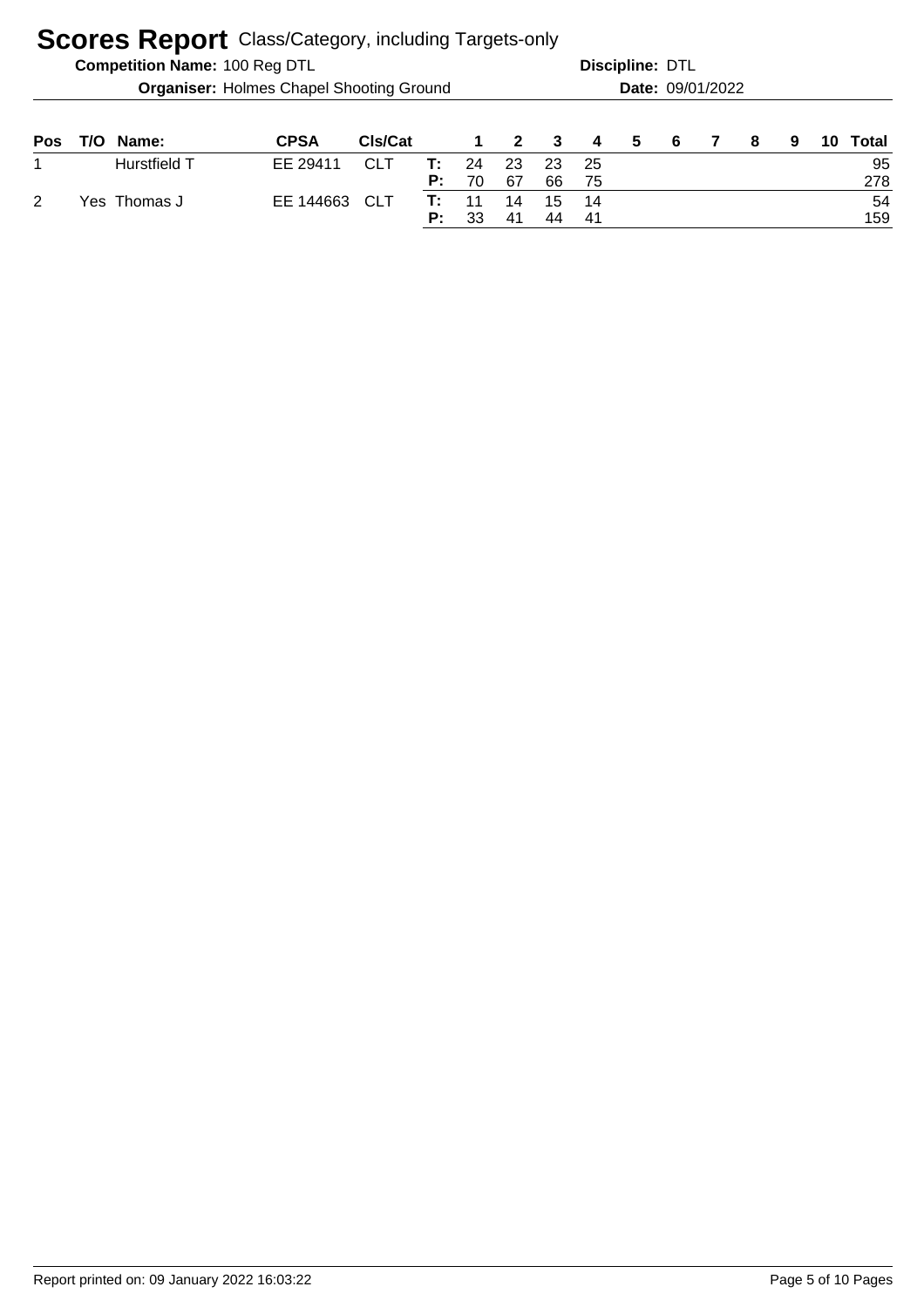# Scores Report Class/Category, including Targets-only

**Competition Name:** 100 Reg DTL **Discipline:** DTL

**Organiser:** Holmes Chapel Shooting Ground **Date:** 09/01/2022

| Pos | T/O | Name: | CPSA | Cls/Cat | | 1 | 2 | 3 | 4 | 5 | 6 | 7 | 8 | 9 | 10 | Total |
|---|---|---|---|---|---|---|---|---|---|---|---|---|---|---|---|---|
| 1 | | Hurstfield T | EE 29411 | CLT | **T:** | 24 | 23 | 23 | 25 | | | | | | | 95 |
| | | | | | **P:** | 70 | 67 | 66 | 75 | | | | | | | 278 |
| 2 | Yes | Thomas J | EE 144663 | CLT | **T:** | 11 | 14 | 15 | 14 | | | | | | | 54 |
| | | | | | **P:** | 33 | 41 | 44 | 41 | | | | | | | 159 |

Report printed on: 09 January 2022 16:03:22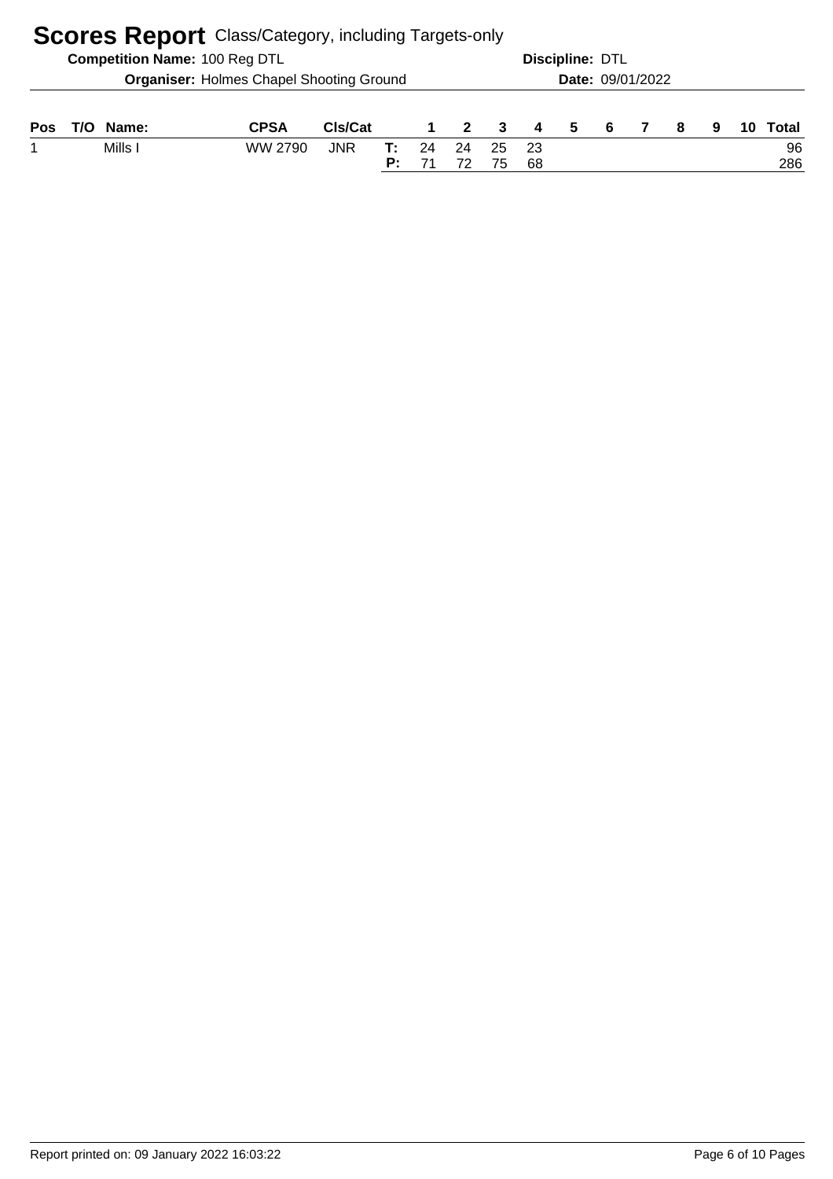# Scores Report Class/Category, including Targets-only

**Competition Name:** 100 Reg DTL **Discipline:** DTL

**Organiser:** Holmes Chapel Shooting Ground **Date:** 09/01/2022

| Pos | T/O | Name: | CPSA | Cls/Cat | | 1 | 2 | 3 | 4 | 5 | 6 | 7 | 8 | 9 | 10 | Total |
|---|---|---|---|---|---|---|---|---|---|---|---|---|---|---|---|---|
| 1 | | Mills I | WW 2790 | JNR | **T:** | 24 | 24 | 25 | 23 | | | | | | | 96 |
| | | | | | **P:** | 71 | 72 | 75 | 68 | | | | | | | 286 |

Report printed on: 09 January 2022 16:03:22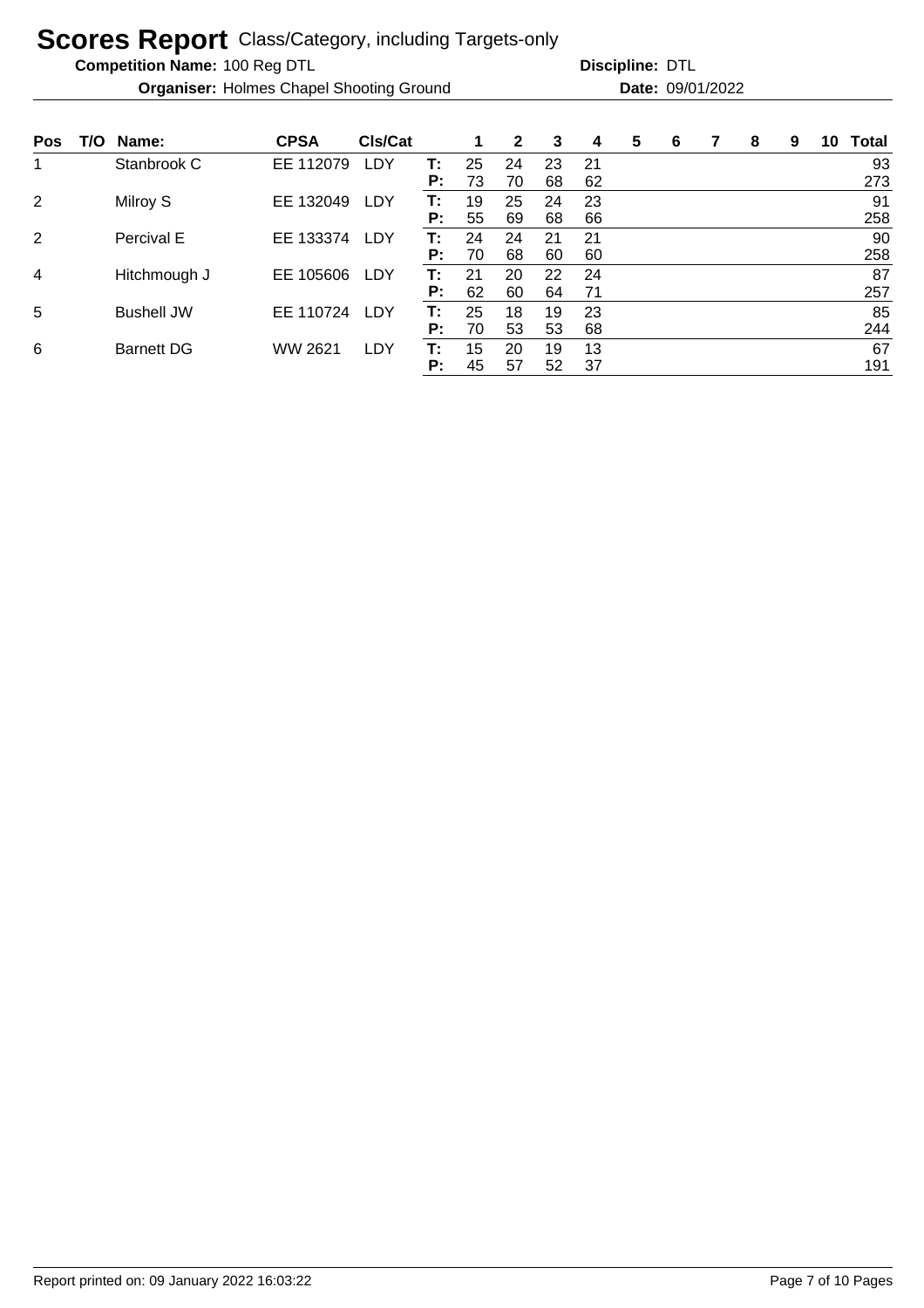# Scores Report Class/Category, including Targets-only

**Competition Name:** 100 Reg DTL **Discipline:** DTL

**Organiser:** Holmes Chapel Shooting Ground **Date:** 09/01/2022

| Pos | T/O | Name: | CPSA | Cls/Cat | | 1 | 2 | 3 | 4 | 5 | 6 | 7 | 8 | 9 | 10 | Total |
|---|---|---|---|---|---|---|---|---|---|---|---|---|---|---|---|---|
| 1 | | Stanbrook C | EE 112079 | LDY | T: | 25 | 24 | 23 | 21 | | | | | | | 93 |
| | | | | | P: | 73 | 70 | 68 | 62 | | | | | | | 273 |
| 2 | | Milroy S | EE 132049 | LDY | T: | 19 | 25 | 24 | 23 | | | | | | | 91 |
| | | | | | P: | 55 | 69 | 68 | 66 | | | | | | | 258 |
| 2 | | Percival E | EE 133374 | LDY | T: | 24 | 24 | 21 | 21 | | | | | | | 90 |
| | | | | | P: | 70 | 68 | 60 | 60 | | | | | | | 258 |
| 4 | | Hitchmough J | EE 105606 | LDY | T: | 21 | 20 | 22 | 24 | | | | | | | 87 |
| | | | | | P: | 62 | 60 | 64 | 71 | | | | | | | 257 |
| 5 | | Bushell JW | EE 110724 | LDY | T: | 25 | 18 | 19 | 23 | | | | | | | 85 |
| | | | | | P: | 70 | 53 | 53 | 68 | | | | | | | 244 |
| 6 | | Barnett DG | WW 2621 | LDY | T: | 15 | 20 | 19 | 13 | | | | | | | 67 |
| | | | | | P: | 45 | 57 | 52 | 37 | | | | | | | 191 |

Report printed on: 09 January 2022 16:03:22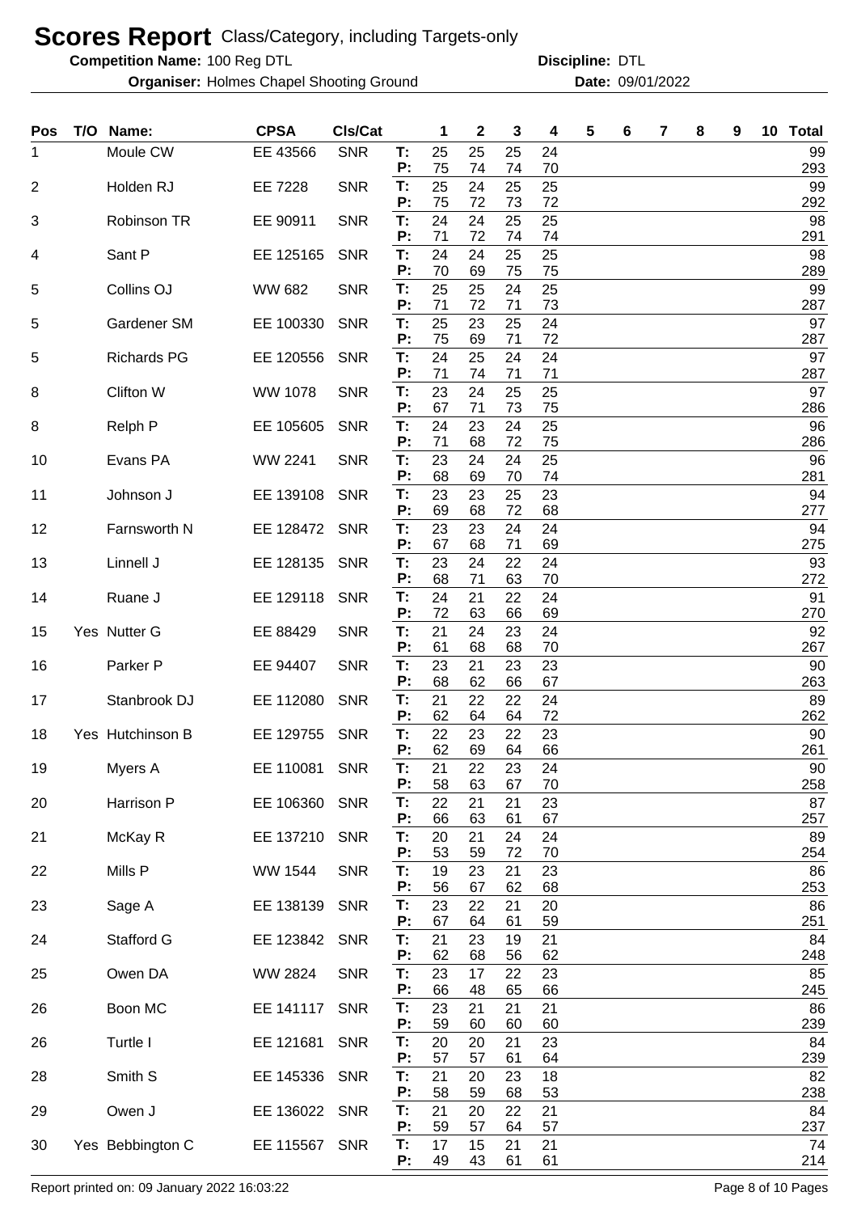# Scores Report Class/Category, including Targets-only

**Competition Name:** 100 Reg DTL **Discipline:** DTL

**Organiser:** Holmes Chapel Shooting Ground **Date:** 09/01/2022

| Pos | T/O | Name: | CPSA | Cls/Cat | | 1 | 2 | 3 | 4 | 5 | 6 | 7 | 8 | 9 | 10 | Total |
|---|---|---|---|---|---|---|---|---|---|---|---|---|---|---|---|---|
| 1 | | Moule CW | EE 43566 | SNR | T: | 25 | 25 | 25 | 24 | | | | | | | 99 |
| | | | | | P: | 75 | 74 | 74 | 70 | | | | | | | 293 |
| 2 | | Holden RJ | EE 7228 | SNR | T: | 25 | 24 | 25 | 25 | | | | | | | 99 |
| | | | | | P: | 75 | 72 | 73 | 72 | | | | | | | 292 |
| 3 | | Robinson TR | EE 90911 | SNR | T: | 24 | 24 | 25 | 25 | | | | | | | 98 |
| | | | | | P: | 71 | 72 | 74 | 74 | | | | | | | 291 |
| 4 | | Sant P | EE 125165 | SNR | T: | 24 | 24 | 25 | 25 | | | | | | | 98 |
| | | | | | P: | 70 | 69 | 75 | 75 | | | | | | | 289 |
| 5 | | Collins OJ | WW 682 | SNR | T: | 25 | 25 | 24 | 25 | | | | | | | 99 |
| | | | | | P: | 71 | 72 | 71 | 73 | | | | | | | 287 |
| 5 | | Gardener SM | EE 100330 | SNR | T: | 25 | 23 | 25 | 24 | | | | | | | 97 |
| | | | | | P: | 75 | 69 | 71 | 72 | | | | | | | 287 |
| 5 | | Richards PG | EE 120556 | SNR | T: | 24 | 25 | 24 | 24 | | | | | | | 97 |
| | | | | | P: | 71 | 74 | 71 | 71 | | | | | | | 287 |
| 8 | | Clifton W | WW 1078 | SNR | T: | 23 | 24 | 25 | 25 | | | | | | | 97 |
| | | | | | P: | 67 | 71 | 73 | 75 | | | | | | | 286 |
| 8 | | Relph P | EE 105605 | SNR | T: | 24 | 23 | 24 | 25 | | | | | | | 96 |
| | | | | | P: | 71 | 68 | 72 | 75 | | | | | | | 286 |
| 10 | | Evans PA | WW 2241 | SNR | T: | 23 | 24 | 24 | 25 | | | | | | | 96 |
| | | | | | P: | 68 | 69 | 70 | 74 | | | | | | | 281 |
| 11 | | Johnson J | EE 139108 | SNR | T: | 23 | 23 | 25 | 23 | | | | | | | 94 |
| | | | | | P: | 69 | 68 | 72 | 68 | | | | | | | 277 |
| 12 | | Farnsworth N | EE 128472 | SNR | T: | 23 | 23 | 24 | 24 | | | | | | | 94 |
| | | | | | P: | 67 | 68 | 71 | 69 | | | | | | | 275 |
| 13 | | Linnell J | EE 128135 | SNR | T: | 23 | 24 | 22 | 24 | | | | | | | 93 |
| | | | | | P: | 68 | 71 | 63 | 70 | | | | | | | 272 |
| 14 | | Ruane J | EE 129118 | SNR | T: | 24 | 21 | 22 | 24 | | | | | | | 91 |
| | | | | | P: | 72 | 63 | 66 | 69 | | | | | | | 270 |
| 15 | Yes | Nutter G | EE 88429 | SNR | T: | 21 | 24 | 23 | 24 | | | | | | | 92 |
| | | | | | P: | 61 | 68 | 68 | 70 | | | | | | | 267 |
| 16 | | Parker P | EE 94407 | SNR | T: | 23 | 21 | 23 | 23 | | | | | | | 90 |
| | | | | | P: | 68 | 62 | 66 | 67 | | | | | | | 263 |
| 17 | | Stanbrook DJ | EE 112080 | SNR | T: | 21 | 22 | 22 | 24 | | | | | | | 89 |
| | | | | | P: | 62 | 64 | 64 | 72 | | | | | | | 262 |
| 18 | Yes | Hutchinson B | EE 129755 | SNR | T: | 22 | 23 | 22 | 23 | | | | | | | 90 |
| | | | | | P: | 62 | 69 | 64 | 66 | | | | | | | 261 |
| 19 | | Myers A | EE 110081 | SNR | T: | 21 | 22 | 23 | 24 | | | | | | | 90 |
| | | | | | P: | 58 | 63 | 67 | 70 | | | | | | | 258 |
| 20 | | Harrison P | EE 106360 | SNR | T: | 22 | 21 | 21 | 23 | | | | | | | 87 |
| | | | | | P: | 66 | 63 | 61 | 67 | | | | | | | 257 |
| 21 | | McKay R | EE 137210 | SNR | T: | 20 | 21 | 24 | 24 | | | | | | | 89 |
| | | | | | P: | 53 | 59 | 72 | 70 | | | | | | | 254 |
| 22 | | Mills P | WW 1544 | SNR | T: | 19 | 23 | 21 | 23 | | | | | | | 86 |
| | | | | | P: | 56 | 67 | 62 | 68 | | | | | | | 253 |
| 23 | | Sage A | EE 138139 | SNR | T: | 23 | 22 | 21 | 20 | | | | | | | 86 |
| | | | | | P: | 67 | 64 | 61 | 59 | | | | | | | 251 |
| 24 | | Stafford G | EE 123842 | SNR | T: | 21 | 23 | 19 | 21 | | | | | | | 84 |
| | | | | | P: | 62 | 68 | 56 | 62 | | | | | | | 248 |
| 25 | | Owen DA | WW 2824 | SNR | T: | 23 | 17 | 22 | 23 | | | | | | | 85 |
| | | | | | P: | 66 | 48 | 65 | 66 | | | | | | | 245 |
| 26 | | Boon MC | EE 141117 | SNR | T: | 23 | 21 | 21 | 21 | | | | | | | 86 |
| | | | | | P: | 59 | 60 | 60 | 60 | | | | | | | 239 |
| 26 | | Turtle I | EE 121681 | SNR | T: | 20 | 20 | 21 | 23 | | | | | | | 84 |
| | | | | | P: | 57 | 57 | 61 | 64 | | | | | | | 239 |
| 28 | | Smith S | EE 145336 | SNR | T: | 21 | 20 | 23 | 18 | | | | | | | 82 |
| | | | | | P: | 58 | 59 | 68 | 53 | | | | | | | 238 |
| 29 | | Owen J | EE 136022 | SNR | T: | 21 | 20 | 22 | 21 | | | | | | | 84 |
| | | | | | P: | 59 | 57 | 64 | 57 | | | | | | | 237 |
| 30 | Yes | Bebbington C | EE 115567 | SNR | T: | 17 | 15 | 21 | 21 | | | | | | | 74 |
| | | | | | P: | 49 | 43 | 61 | 61 | | | | | | | 214 |

Report printed on: 09 January 2022 16:03:22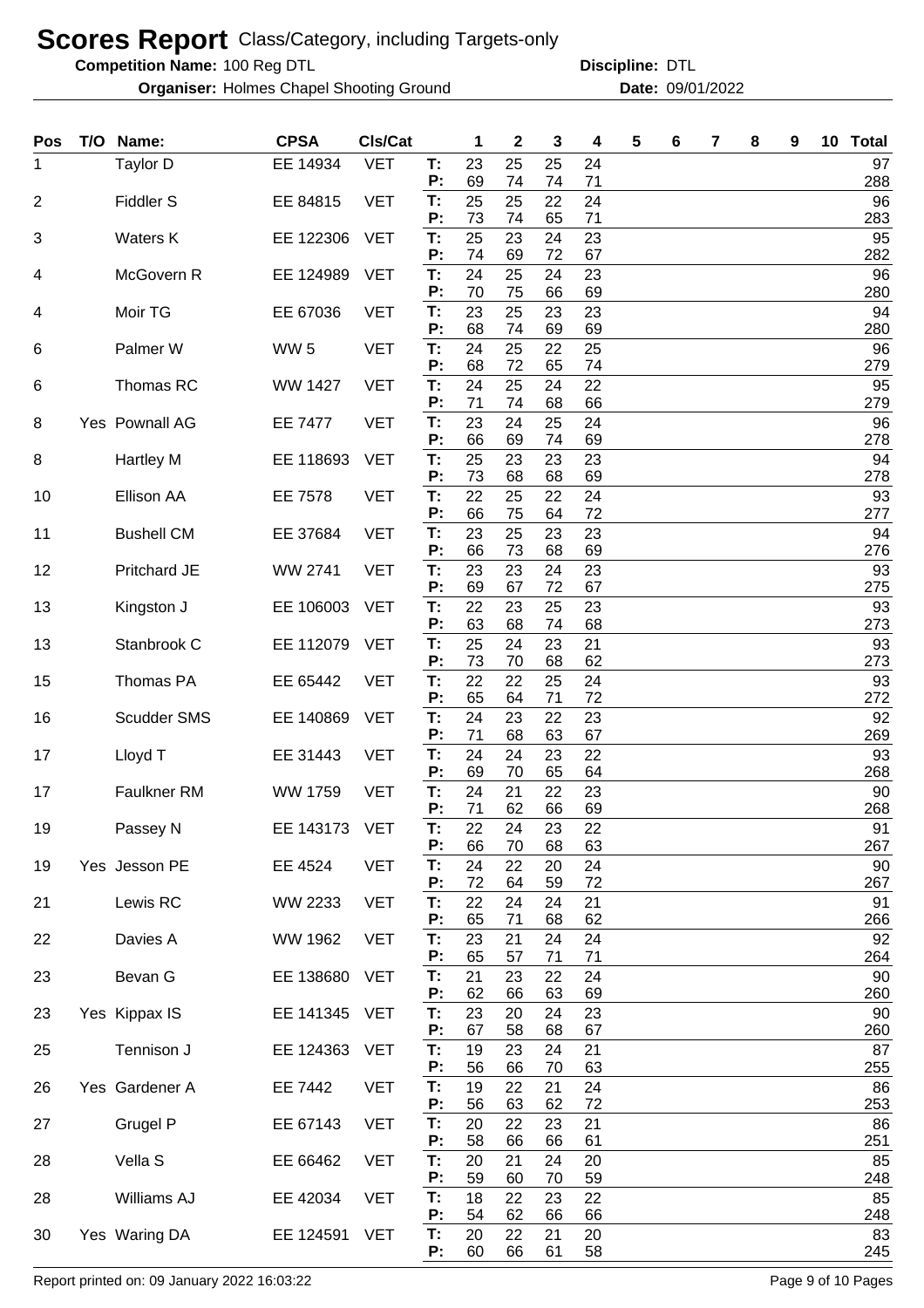# Scores Report Class/Category, including Targets-only

**Competition Name:** 100 Reg DTL **Discipline:** DTL

**Organiser:** Holmes Chapel Shooting Ground **Date:** 09/01/2022

| Pos | T/O | Name: | CPSA | Cls/Cat | | 1 | 2 | 3 | 4 | 5 | 6 | 7 | 8 | 9 | 10 | Total |
|---|---|---|---|---|---|---|---|---|---|---|---|---|---|---|---|---|
| 1 | | Taylor D | EE 14934 | VET | T: | 23 | 25 | 25 | 24 | | | | | | | 97 |
| | | | | | P: | 69 | 74 | 74 | 71 | | | | | | | 288 |
| 2 | | Fiddler S | EE 84815 | VET | T: | 25 | 25 | 22 | 24 | | | | | | | 96 |
| | | | | | P: | 73 | 74 | 65 | 71 | | | | | | | 283 |
| 3 | | Waters K | EE 122306 | VET | T: | 25 | 23 | 24 | 23 | | | | | | | 95 |
| | | | | | P: | 74 | 69 | 72 | 67 | | | | | | | 282 |
| 4 | | McGovern R | EE 124989 | VET | T: | 24 | 25 | 24 | 23 | | | | | | | 96 |
| | | | | | P: | 70 | 75 | 66 | 69 | | | | | | | 280 |
| 4 | | Moir TG | EE 67036 | VET | T: | 23 | 25 | 23 | 23 | | | | | | | 94 |
| | | | | | P: | 68 | 74 | 69 | 69 | | | | | | | 280 |
| 6 | | Palmer W | WW 5 | VET | T: | 24 | 25 | 22 | 25 | | | | | | | 96 |
| | | | | | P: | 68 | 72 | 65 | 74 | | | | | | | 279 |
| 6 | | Thomas RC | WW 1427 | VET | T: | 24 | 25 | 24 | 22 | | | | | | | 95 |
| | | | | | P: | 71 | 74 | 68 | 66 | | | | | | | 279 |
| 8 | Yes | Pownall AG | EE 7477 | VET | T: | 23 | 24 | 25 | 24 | | | | | | | 96 |
| | | | | | P: | 66 | 69 | 74 | 69 | | | | | | | 278 |
| 8 | | Hartley M | EE 118693 | VET | T: | 25 | 23 | 23 | 23 | | | | | | | 94 |
| | | | | | P: | 73 | 68 | 68 | 69 | | | | | | | 278 |
| 10 | | Ellison AA | EE 7578 | VET | T: | 22 | 25 | 22 | 24 | | | | | | | 93 |
| | | | | | P: | 66 | 75 | 64 | 72 | | | | | | | 277 |
| 11 | | Bushell CM | EE 37684 | VET | T: | 23 | 25 | 23 | 23 | | | | | | | 94 |
| | | | | | P: | 66 | 73 | 68 | 69 | | | | | | | 276 |
| 12 | | Pritchard JE | WW 2741 | VET | T: | 23 | 23 | 24 | 23 | | | | | | | 93 |
| | | | | | P: | 69 | 67 | 72 | 67 | | | | | | | 275 |
| 13 | | Kingston J | EE 106003 | VET | T: | 22 | 23 | 25 | 23 | | | | | | | 93 |
| | | | | | P: | 63 | 68 | 74 | 68 | | | | | | | 273 |
| 13 | | Stanbrook C | EE 112079 | VET | T: | 25 | 24 | 23 | 21 | | | | | | | 93 |
| | | | | | P: | 73 | 70 | 68 | 62 | | | | | | | 273 |
| 15 | | Thomas PA | EE 65442 | VET | T: | 22 | 22 | 25 | 24 | | | | | | | 93 |
| | | | | | P: | 65 | 64 | 71 | 72 | | | | | | | 272 |
| 16 | | Scudder SMS | EE 140869 | VET | T: | 24 | 23 | 22 | 23 | | | | | | | 92 |
| | | | | | P: | 71 | 68 | 63 | 67 | | | | | | | 269 |
| 17 | | Lloyd T | EE 31443 | VET | T: | 24 | 24 | 23 | 22 | | | | | | | 93 |
| | | | | | P: | 69 | 70 | 65 | 64 | | | | | | | 268 |
| 17 | | Faulkner RM | WW 1759 | VET | T: | 24 | 21 | 22 | 23 | | | | | | | 90 |
| | | | | | P: | 71 | 62 | 66 | 69 | | | | | | | 268 |
| 19 | | Passey N | EE 143173 | VET | T: | 22 | 24 | 23 | 22 | | | | | | | 91 |
| | | | | | P: | 66 | 70 | 68 | 63 | | | | | | | 267 |
| 19 | Yes | Jesson PE | EE 4524 | VET | T: | 24 | 22 | 20 | 24 | | | | | | | 90 |
| | | | | | P: | 72 | 64 | 59 | 72 | | | | | | | 267 |
| 21 | | Lewis RC | WW 2233 | VET | T: | 22 | 24 | 24 | 21 | | | | | | | 91 |
| | | | | | P: | 65 | 71 | 68 | 62 | | | | | | | 266 |
| 22 | | Davies A | WW 1962 | VET | T: | 23 | 21 | 24 | 24 | | | | | | | 92 |
| | | | | | P: | 65 | 57 | 71 | 71 | | | | | | | 264 |
| 23 | | Bevan G | EE 138680 | VET | T: | 21 | 23 | 22 | 24 | | | | | | | 90 |
| | | | | | P: | 62 | 66 | 63 | 69 | | | | | | | 260 |
| 23 | Yes | Kippax IS | EE 141345 | VET | T: | 23 | 20 | 24 | 23 | | | | | | | 90 |
| | | | | | P: | 67 | 58 | 68 | 67 | | | | | | | 260 |
| 25 | | Tennison J | EE 124363 | VET | T: | 19 | 23 | 24 | 21 | | | | | | | 87 |
| | | | | | P: | 56 | 66 | 70 | 63 | | | | | | | 255 |
| 26 | Yes | Gardener A | EE 7442 | VET | T: | 19 | 22 | 21 | 24 | | | | | | | 86 |
| | | | | | P: | 56 | 63 | 62 | 72 | | | | | | | 253 |
| 27 | | Grugel P | EE 67143 | VET | T: | 20 | 22 | 23 | 21 | | | | | | | 86 |
| | | | | | P: | 58 | 66 | 66 | 61 | | | | | | | 251 |
| 28 | | Vella S | EE 66462 | VET | T: | 20 | 21 | 24 | 20 | | | | | | | 85 |
| | | | | | P: | 59 | 60 | 70 | 59 | | | | | | | 248 |
| 28 | | Williams AJ | EE 42034 | VET | T: | 18 | 22 | 23 | 22 | | | | | | | 85 |
| | | | | | P: | 54 | 62 | 66 | 66 | | | | | | | 248 |
| 30 | Yes | Waring DA | EE 124591 | VET | T: | 20 | 22 | 21 | 20 | | | | | | | 83 |
| | | | | | P: | 60 | 66 | 61 | 58 | | | | | | | 245 |

Report printed on: 09 January 2022 16:03:22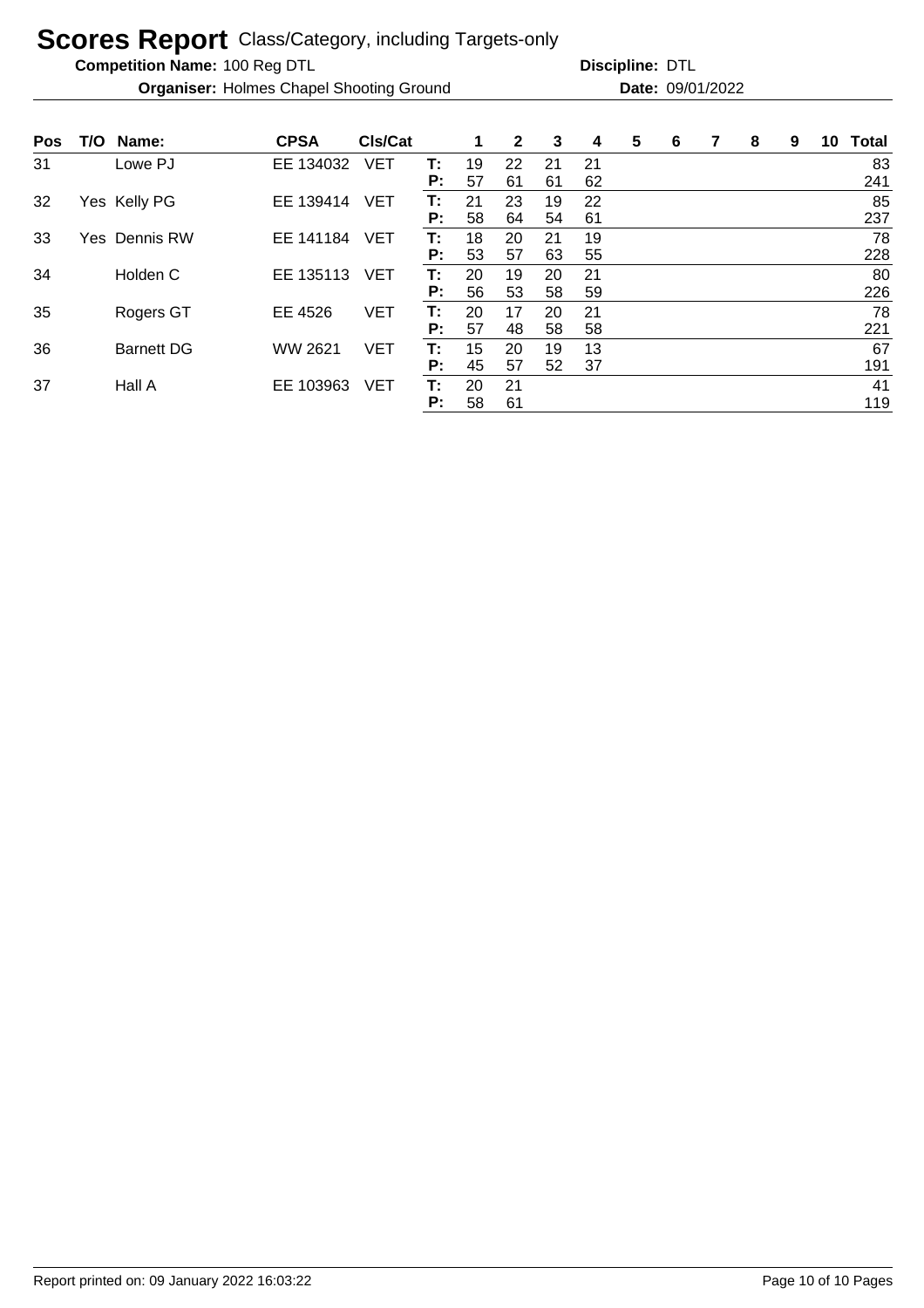# Scores Report Class/Category, including Targets-only

**Competition Name:** 100 Reg DTL | **Discipline:** DTL

**Organiser:** Holmes Chapel Shooting Ground | **Date:** 09/01/2022

| Pos | T/O | Name: | CPSA | Cls/Cat | | 1 | 2 | 3 | 4 | 5 | 6 | 7 | 8 | 9 | 10 | Total |
|---|---|---|---|---|---|---|---|---|---|---|---|---|---|---|---|---|
| 31 | | Lowe PJ | EE 134032 | VET | T: | 19 | 22 | 21 | 21 | | | | | | | 83 |
| | | | | | P: | 57 | 61 | 61 | 62 | | | | | | | 241 |
| 32 | Yes | Kelly PG | EE 139414 | VET | T: | 21 | 23 | 19 | 22 | | | | | | | 85 |
| | | | | | P: | 58 | 64 | 54 | 61 | | | | | | | 237 |
| 33 | Yes | Dennis RW | EE 141184 | VET | T: | 18 | 20 | 21 | 19 | | | | | | | 78 |
| | | | | | P: | 53 | 57 | 63 | 55 | | | | | | | 228 |
| 34 | | Holden C | EE 135113 | VET | T: | 20 | 19 | 20 | 21 | | | | | | | 80 |
| | | | | | P: | 56 | 53 | 58 | 59 | | | | | | | 226 |
| 35 | | Rogers GT | EE 4526 | VET | T: | 20 | 17 | 20 | 21 | | | | | | | 78 |
| | | | | | P: | 57 | 48 | 58 | 58 | | | | | | | 221 |
| 36 | | Barnett DG | WW 2621 | VET | T: | 15 | 20 | 19 | 13 | | | | | | | 67 |
| | | | | | P: | 45 | 57 | 52 | 37 | | | | | | | 191 |
| 37 | | Hall A | EE 103963 | VET | T: | 20 | 21 | | | | | | | | | 41 |
| | | | | | P: | 58 | 61 | | | | | | | | | 119 |

Report printed on: 09 January 2022 16:03:22